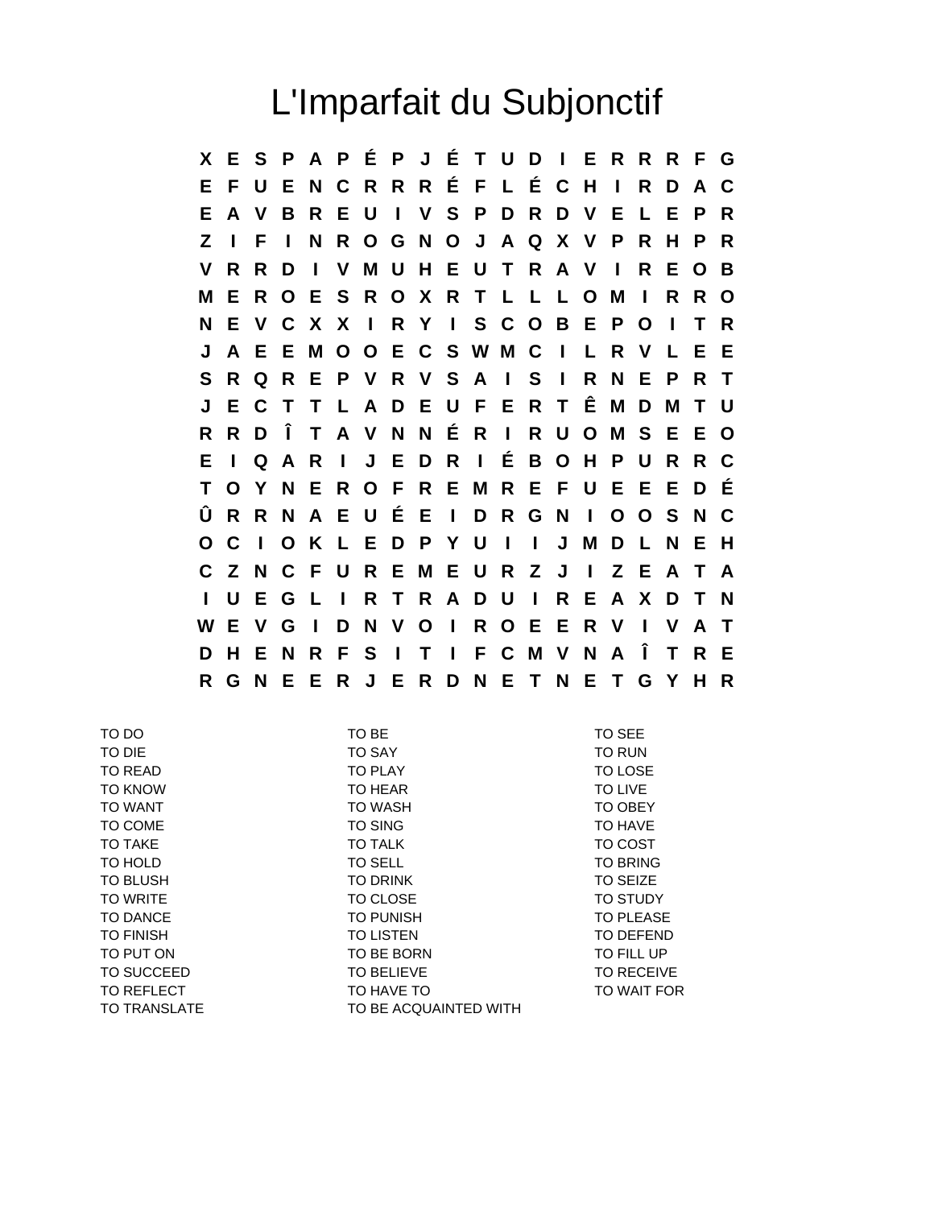# L'Imparfait du Subjonctif

```
X E S P A P É P J É T U D I E R R R F G
E F U E N C R R R É F L É C H I R D A C
E A V B R E U I V S P D R D V E L E P R
Z I F I N R O G N O J A Q X V P R H P R
V R R D I V M U H E U T R A V I R E O B
M E R O E S R O X R T L L L O M I R R O
N E V C X X I R Y I S C O B E P O I T R
J A E E M O O E C S W M C I L R V L E E
S R Q R E P V R V S A I S I R N E P R T
J E C T T L A D E U F E R T Ê M D M T U
R R D Î T A V N N É R I R U O M S E E O
E I Q A R I J E D R I É B O H P U R R C
T O Y N E R O F R E M R E F U E E E D É
Û R R N A E U É E I D R G N I O O S N C
O C I O K L E D P Y U I I J M D L N E H
C Z N C F U R E M E U R Z J I Z E A T A
I U E G L I R T R A D U I R E A X D T N
W E V G I D N V O I R O E E R V I V A T
D H E N R F S I T I F C M V N A Î T R E
R G N E E R J E R D N E T N E T G Y H R
```

| | | |
|---|---|---|
| TO DO | TO BE | TO SEE |
| TO DIE | TO SAY | TO RUN |
| TO READ | TO PLAY | TO LOSE |
| TO KNOW | TO HEAR | TO LIVE |
| TO WANT | TO WASH | TO OBEY |
| TO COME | TO SING | TO HAVE |
| TO TAKE | TO TALK | TO COST |
| TO HOLD | TO SELL | TO BRING |
| TO BLUSH | TO DRINK | TO SEIZE |
| TO WRITE | TO CLOSE | TO STUDY |
| TO DANCE | TO PUNISH | TO PLEASE |
| TO FINISH | TO LISTEN | TO DEFEND |
| TO PUT ON | TO BE BORN | TO FILL UP |
| TO SUCCEED | TO BELIEVE | TO RECEIVE |
| TO REFLECT | TO HAVE TO | TO WAIT FOR |
| TO TRANSLATE | TO BE ACQUAINTED WITH | |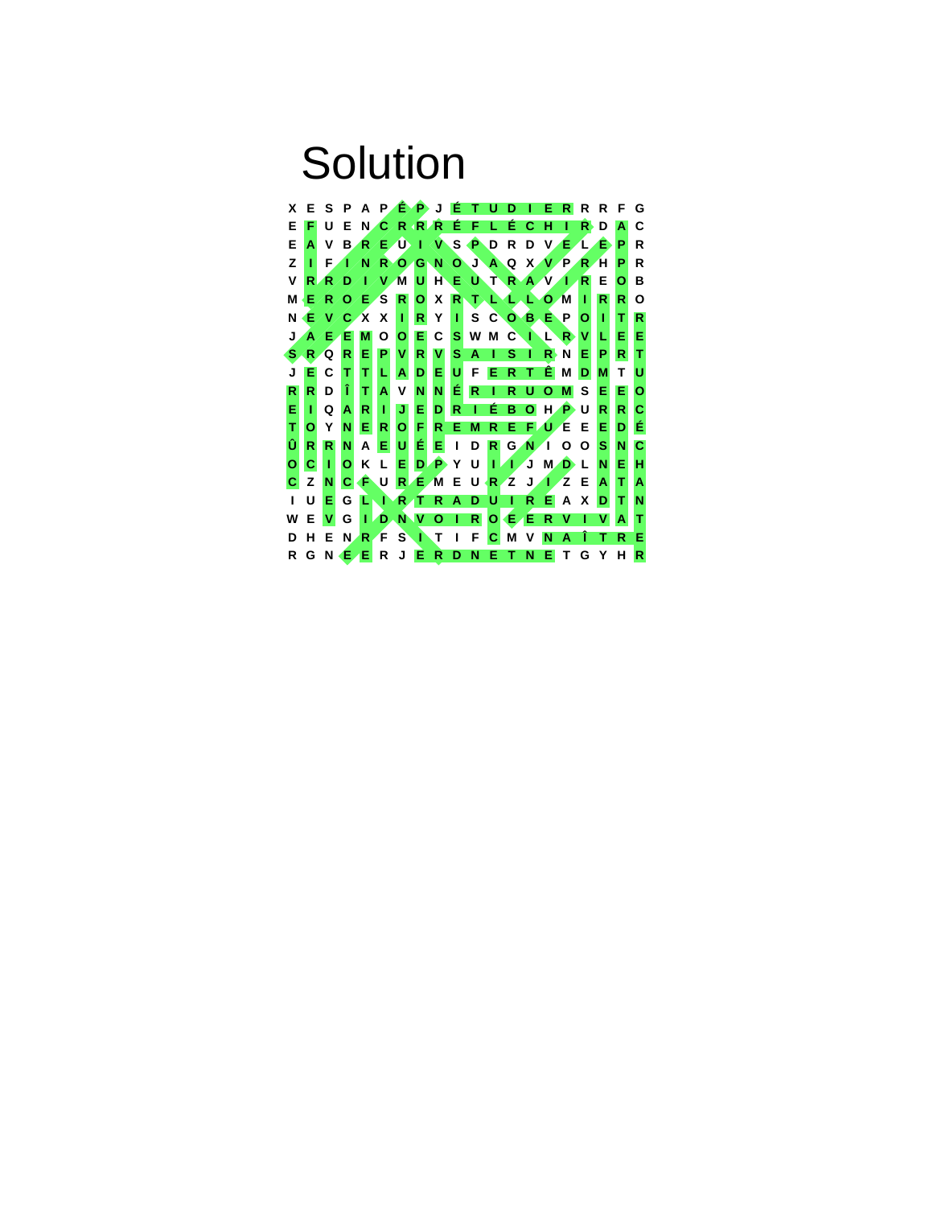# Solution

| | | | | | | | | | | | | | | | | | | | |
|---|---|---|---|---|---|---|---|---|---|---|---|---|---|---|---|---|---|---|---|
| X | E | S | P | A | P | É | P | J | É | T | U | D | I | E | R | R | R | F | G |
| E | F | U | E | N | C | R | R | R | É | F | L | É | C | H | I | R | D | A | C |
| E | A | V | B | R | E | U | I | V | S | P | D | R | D | V | E | L | É | P | R |
| Z | I | F | I | N | R | O | G | N | O | J | A | Q | X | V | P | R | H | P | R |
| V | R | R | D | I | V | M | U | H | E | U | T | R | A | V | I | R | E | O | B |
| M | E | R | O | E | S | R | O | X | R | T | L | L | L | O | M | I | R | R | O |
| N | E | V | C | X | X | I | R | Y | I | S | C | O | B | E | P | O | I | T | R |
| J | A | E | E | M | O | O | E | C | S | W | M | C | I | L | R | V | L | E | E |
| S | R | Q | R | E | P | V | R | V | S | A | I | S | I | R | N | E | P | R | T |
| J | E | C | T | T | L | A | D | E | U | F | E | R | T | Ê | M | D | M | T | U |
| R | R | D | Î | T | A | V | N | N | É | R | I | R | U | O | M | S | E | E | O |
| E | I | Q | A | R | I | J | E | D | R | I | É | B | O | H | P | U | R | R | C |
| T | O | Y | N | E | R | O | F | R | E | M | R | E | F | U | E | E | E | D | É |
| Û | R | R | N | A | E | U | É | E | I | D | R | G | N | I | O | O | S | N | C |
| O | C | I | O | K | L | E | D | P | Y | U | I | I | J | M | D | L | N | E | H |
| C | Z | N | C | F | U | R | E | M | E | U | R | Z | J | I | Z | E | A | T | A |
| I | U | E | G | L | I | R | T | R | A | D | U | I | R | E | A | X | D | T | N |
| W | E | V | G | I | D | N | V | O | I | R | O | E | E | R | V | I | V | A | T |
| D | H | E | N | R | F | S | I | T | I | F | C | M | V | N | A | Î | T | R | E |
| R | G | N | E | E | R | J | E | R | D | N | E | T | N | E | T | G | Y | H | R |